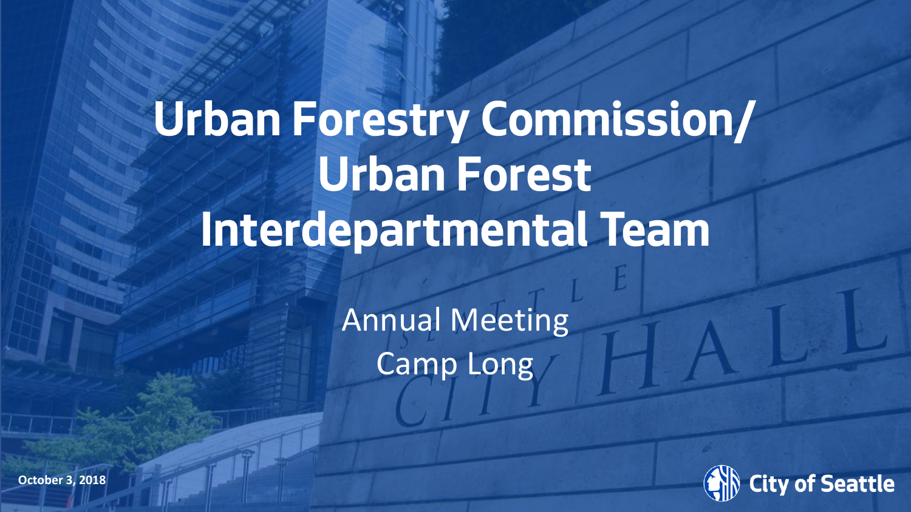# Urban Forestry Commission/ Urban Forest Interdepartmental Team

Annual Meeting
Camp Long

October 3, 2018

City of Seattle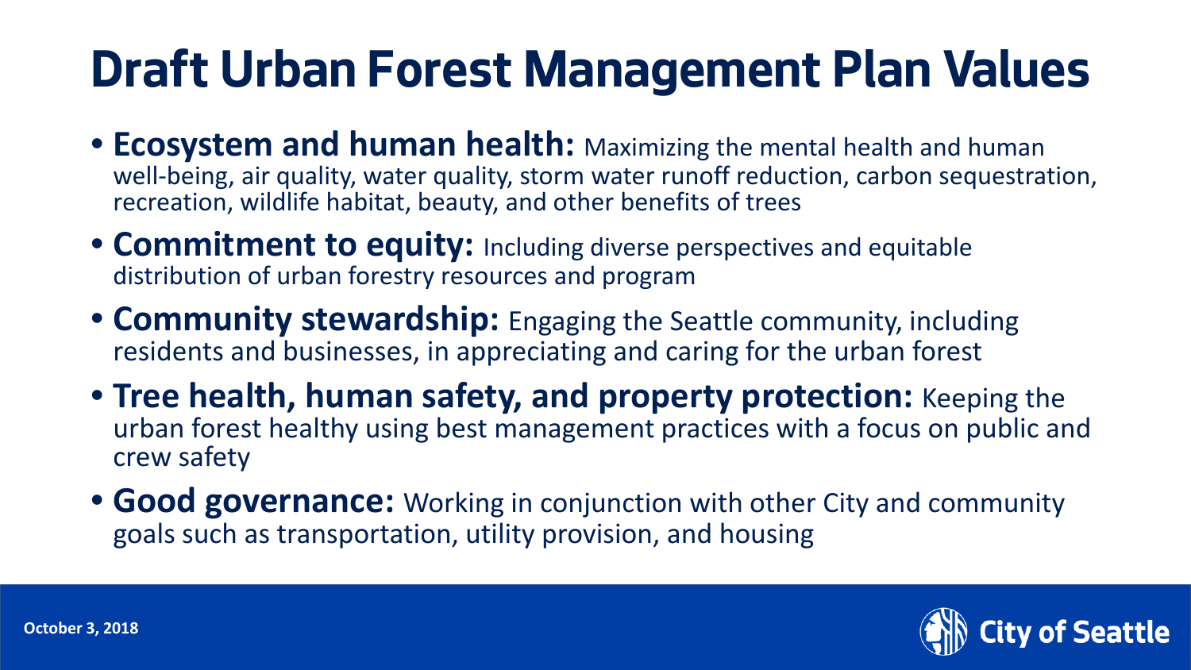# Draft Urban Forest Management Plan Values

- **Ecosystem and human health:** Maximizing the mental health and human well-being, air quality, water quality, storm water runoff reduction, carbon sequestration, recreation, wildlife habitat, beauty, and other benefits of trees
- **Commitment to equity:** Including diverse perspectives and equitable distribution of urban forestry resources and program
- **Community stewardship:** Engaging the Seattle community, including residents and businesses, in appreciating and caring for the urban forest
- **Tree health, human safety, and property protection:** Keeping the urban forest healthy using best management practices with a focus on public and crew safety
- **Good governance:** Working in conjunction with other City and community goals such as transportation, utility provision, and housing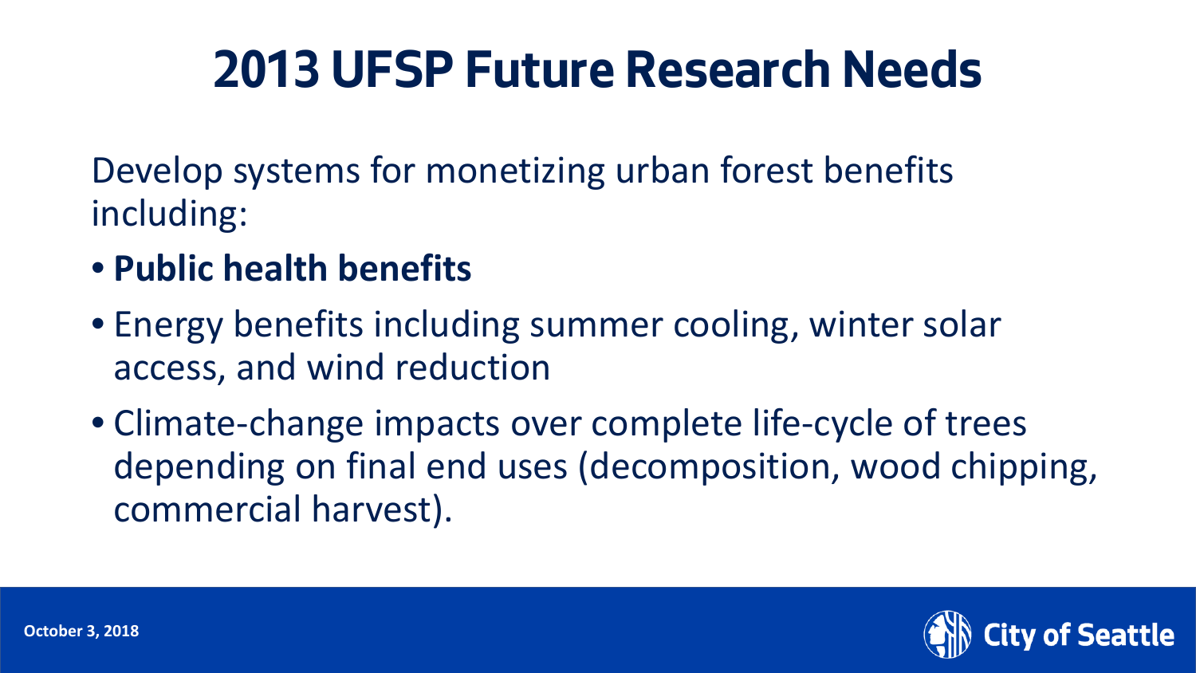# 2013 UFSP Future Research Needs

Develop systems for monetizing urban forest benefits including:

- **Public health benefits**
- Energy benefits including summer cooling, winter solar access, and wind reduction
- Climate-change impacts over complete life-cycle of trees depending on final end uses (decomposition, wood chipping, commercial harvest).